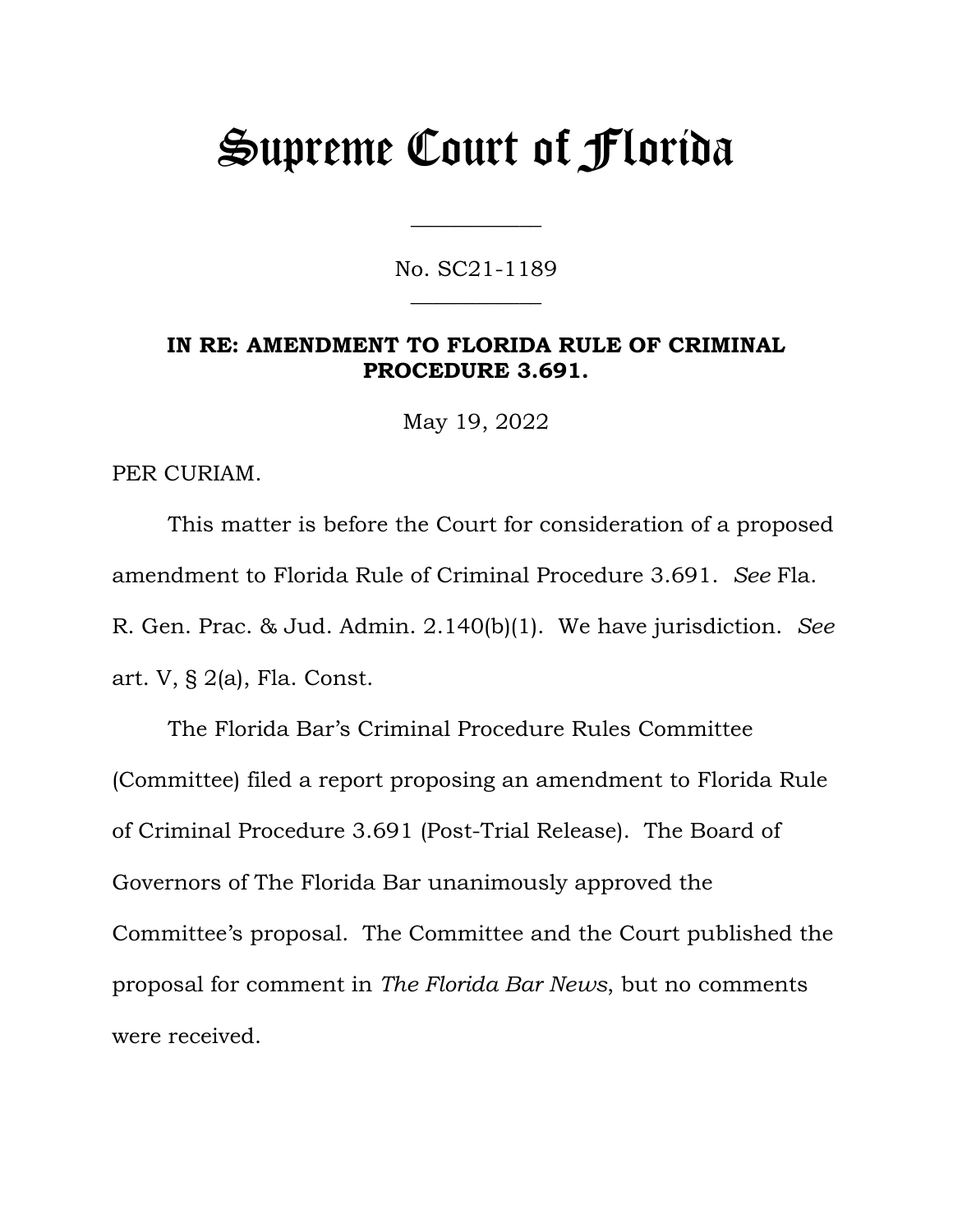# Supreme Court of Florida

No. SC21-1189

**IN RE: AMENDMENT TO FLORIDA RULE OF CRIMINAL PROCEDURE 3.691.**

May 19, 2022

PER CURIAM.

This matter is before the Court for consideration of a proposed amendment to Florida Rule of Criminal Procedure 3.691. *See* Fla. R. Gen. Prac. & Jud. Admin. 2.140(b)(1). We have jurisdiction. *See* art. V, § 2(a), Fla. Const.

The Florida Bar's Criminal Procedure Rules Committee (Committee) filed a report proposing an amendment to Florida Rule of Criminal Procedure 3.691 (Post-Trial Release). The Board of Governors of The Florida Bar unanimously approved the Committee's proposal. The Committee and the Court published the proposal for comment in *The Florida Bar News*, but no comments were received.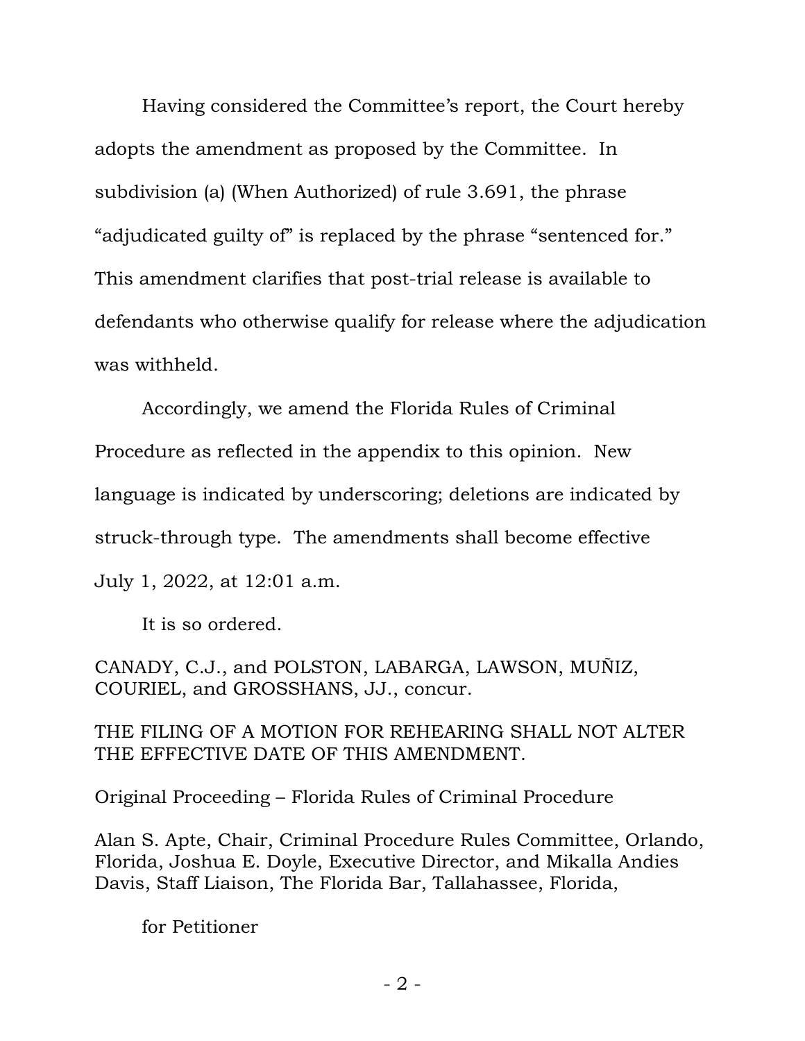Having considered the Committee's report, the Court hereby adopts the amendment as proposed by the Committee. In subdivision (a) (When Authorized) of rule 3.691, the phrase "adjudicated guilty of" is replaced by the phrase "sentenced for." This amendment clarifies that post-trial release is available to defendants who otherwise qualify for release where the adjudication was withheld.

Accordingly, we amend the Florida Rules of Criminal Procedure as reflected in the appendix to this opinion. New language is indicated by underscoring; deletions are indicated by struck-through type. The amendments shall become effective July 1, 2022, at 12:01 a.m.

It is so ordered.

CANADY, C.J., and POLSTON, LABARGA, LAWSON, MUÑIZ, COURIEL, and GROSSHANS, JJ., concur.

THE FILING OF A MOTION FOR REHEARING SHALL NOT ALTER THE EFFECTIVE DATE OF THIS AMENDMENT.

Original Proceeding – Florida Rules of Criminal Procedure

Alan S. Apte, Chair, Criminal Procedure Rules Committee, Orlando, Florida, Joshua E. Doyle, Executive Director, and Mikalla Andies Davis, Staff Liaison, The Florida Bar, Tallahassee, Florida,

for Petitioner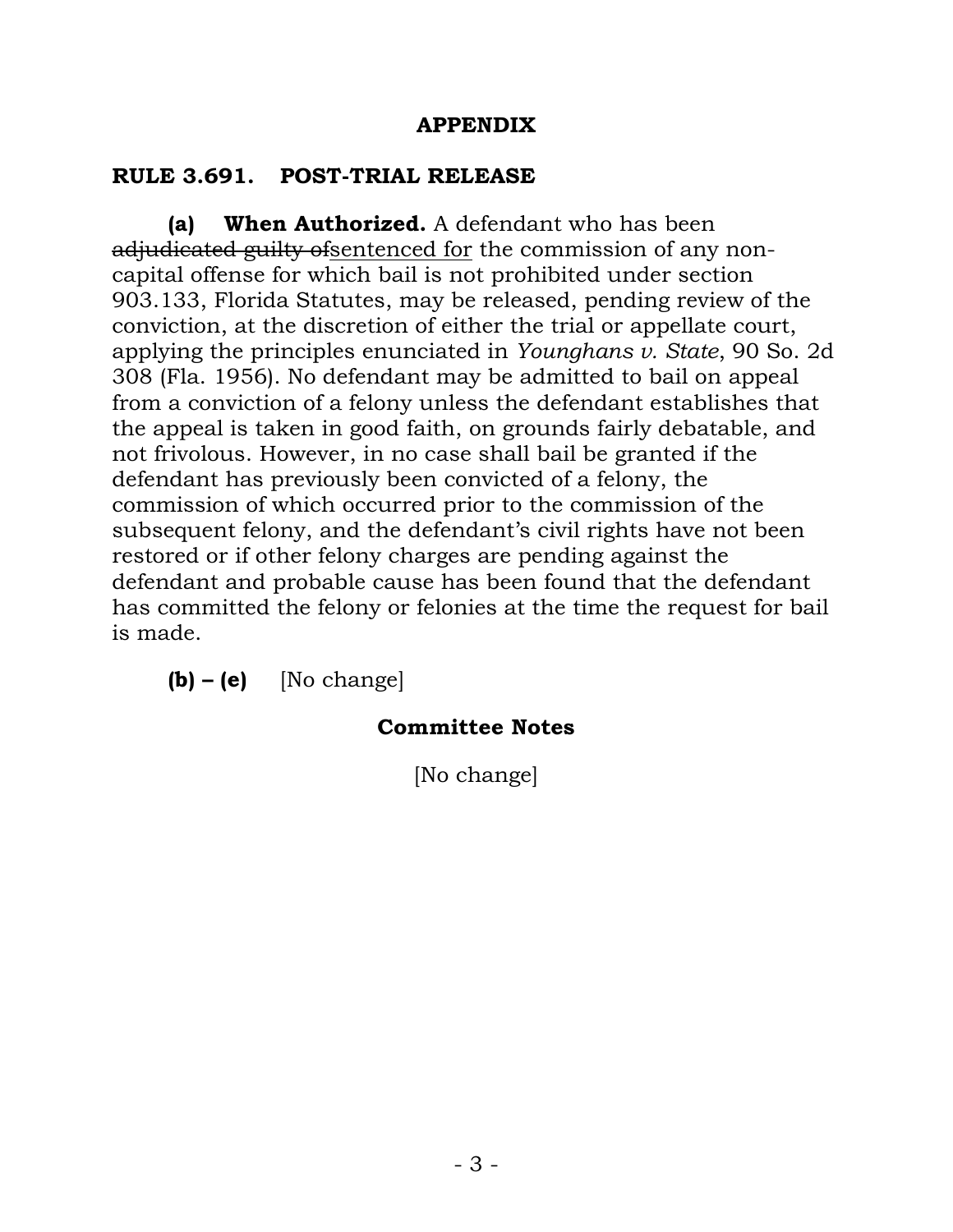## APPENDIX

### RULE 3.691. POST-TRIAL RELEASE

**(a) When Authorized.** A defendant who has been ~~adjudicated guilty of~~<u>sentenced for</u> the commission of any non-capital offense for which bail is not prohibited under section 903.133, Florida Statutes, may be released, pending review of the conviction, at the discretion of either the trial or appellate court, applying the principles enunciated in *Younghans v. State*, 90 So. 2d 308 (Fla. 1956). No defendant may be admitted to bail on appeal from a conviction of a felony unless the defendant establishes that the appeal is taken in good faith, on grounds fairly debatable, and not frivolous. However, in no case shall bail be granted if the defendant has previously been convicted of a felony, the commission of which occurred prior to the commission of the subsequent felony, and the defendant's civil rights have not been restored or if other felony charges are pending against the defendant and probable cause has been found that the defendant has committed the felony or felonies at the time the request for bail is made.

**(b) – (e)** [No change]

**Committee Notes**

[No change]